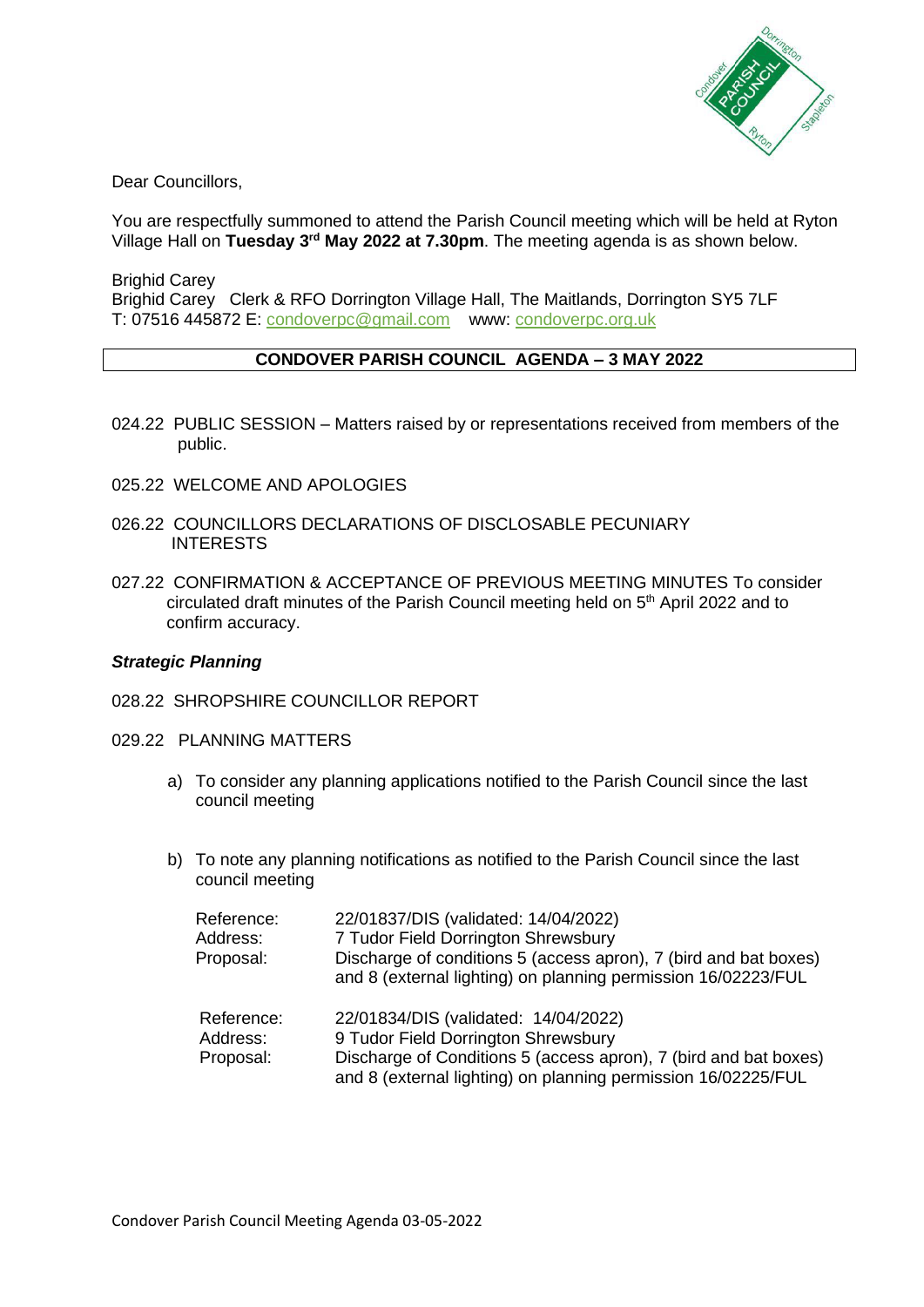Dear Councillors,

You are respectfully summoned to attend the Parish Council meeting which will be held at Ryton Village Hall on **Tuesday 3rd May 2022 at 7.30pm**. The meeting agenda is as shown below.

Brighid Carey
Brighid Carey   Clerk & RFO Dorrington Village Hall, The Maitlands, Dorrington SY5 7LF
T: 07516 445872 E: condoverpc@gmail.com   www: condoverpc.org.uk

**CONDOVER PARISH COUNCIL  AGENDA – 3 MAY 2022**

024.22  PUBLIC SESSION – Matters raised by or representations received from members of the public.

025.22  WELCOME AND APOLOGIES

026.22  COUNCILLORS DECLARATIONS OF DISCLOSABLE PECUNIARY INTERESTS

027.22  CONFIRMATION & ACCEPTANCE OF PREVIOUS MEETING MINUTES To consider circulated draft minutes of the Parish Council meeting held on 5th April 2022 and to confirm accuracy.

***Strategic Planning***

028.22  SHROPSHIRE COUNCILLOR REPORT

029.22  PLANNING MATTERS

a) To consider any planning applications notified to the Parish Council since the last council meeting

b) To note any planning notifications as notified to the Parish Council since the last council meeting

| | |
|---|---|
| Reference: | 22/01837/DIS (validated: 14/04/2022) |
| Address: | 7 Tudor Field Dorrington Shrewsbury |
| Proposal: | Discharge of conditions 5 (access apron), 7 (bird and bat boxes) and 8 (external lighting) on planning permission 16/02223/FUL |

| | |
|---|---|
| Reference: | 22/01834/DIS (validated: 14/04/2022) |
| Address: | 9 Tudor Field Dorrington Shrewsbury |
| Proposal: | Discharge of Conditions 5 (access apron), 7 (bird and bat boxes) and 8 (external lighting) on planning permission 16/02225/FUL |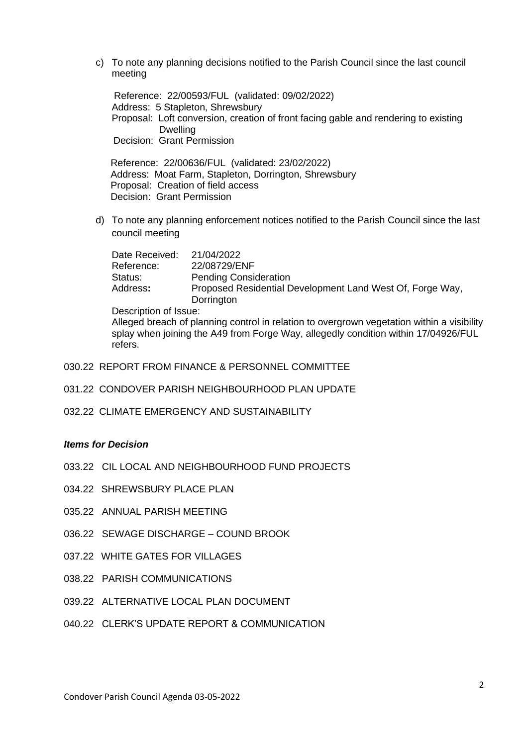c) To note any planning decisions notified to the Parish Council since the last council meeting

Reference: 22/00593/FUL (validated: 09/02/2022)
Address: 5 Stapleton, Shrewsbury
Proposal: Loft conversion, creation of front facing gable and rendering to existing Dwelling
Decision: Grant Permission

Reference: 22/00636/FUL (validated: 23/02/2022)
Address: Moat Farm, Stapleton, Dorrington, Shrewsbury
Proposal: Creation of field access
Decision: Grant Permission

d) To note any planning enforcement notices notified to the Parish Council since the last council meeting

Date Received: 21/04/2022
Reference: 22/08729/ENF
Status: Pending Consideration
Address**:** Proposed Residential Development Land West Of, Forge Way, Dorrington
Description of Issue:
Alleged breach of planning control in relation to overgrown vegetation within a visibility splay when joining the A49 from Forge Way, allegedly condition within 17/04926/FUL refers.

030.22 REPORT FROM FINANCE & PERSONNEL COMMITTEE

031.22 CONDOVER PARISH NEIGHBOURHOOD PLAN UPDATE

032.22 CLIMATE EMERGENCY AND SUSTAINABILITY

***Items for Decision***

033.22 CIL LOCAL AND NEIGHBOURHOOD FUND PROJECTS

034.22 SHREWSBURY PLACE PLAN

035.22 ANNUAL PARISH MEETING

036.22 SEWAGE DISCHARGE – COUND BROOK

037.22 WHITE GATES FOR VILLAGES

038.22 PARISH COMMUNICATIONS

039.22 ALTERNATIVE LOCAL PLAN DOCUMENT

040.22 CLERK'S UPDATE REPORT & COMMUNICATION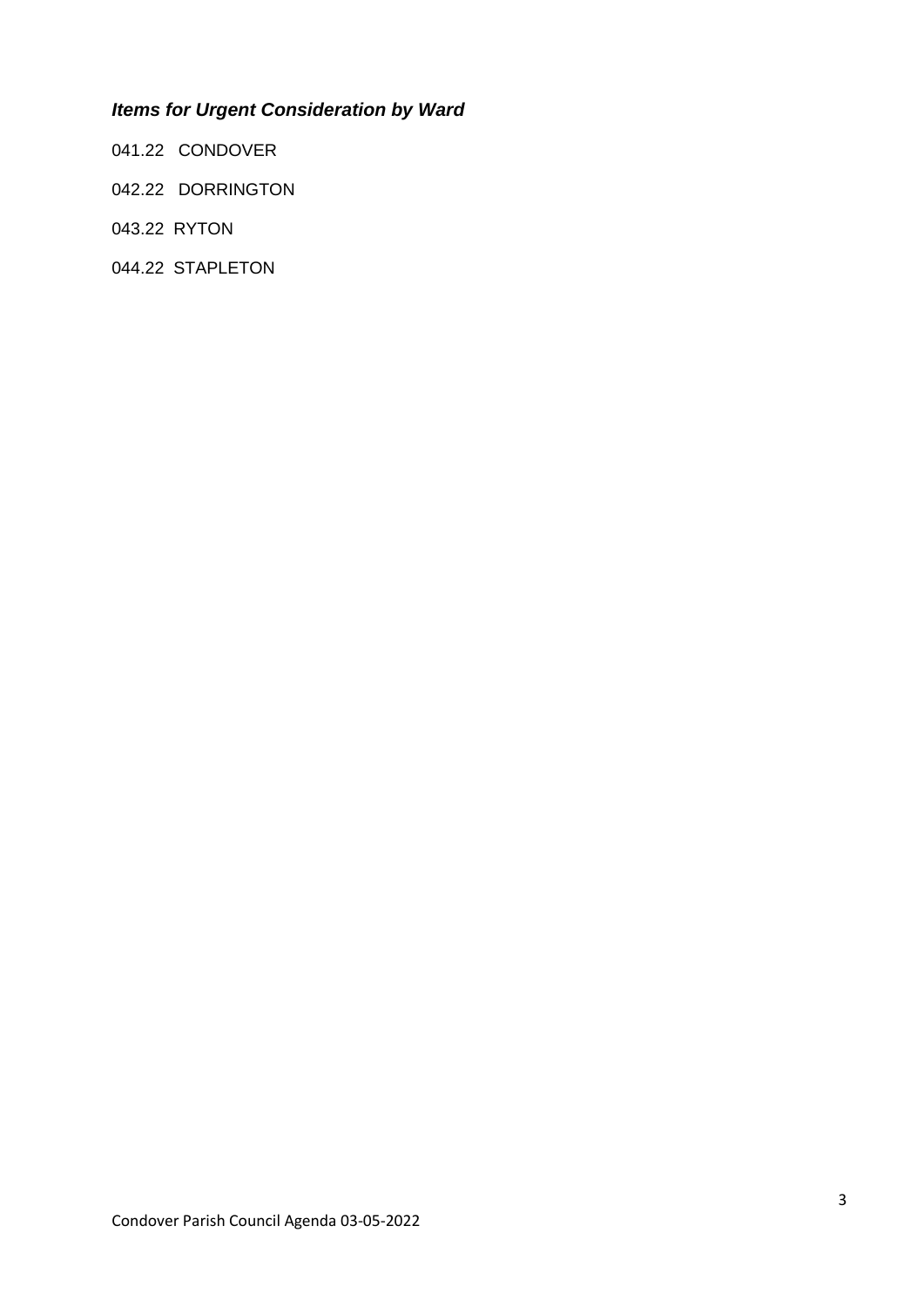### *Items for Urgent Consideration by Ward*

041.22 CONDOVER

042.22 DORRINGTON

043.22 RYTON

044.22 STAPLETON